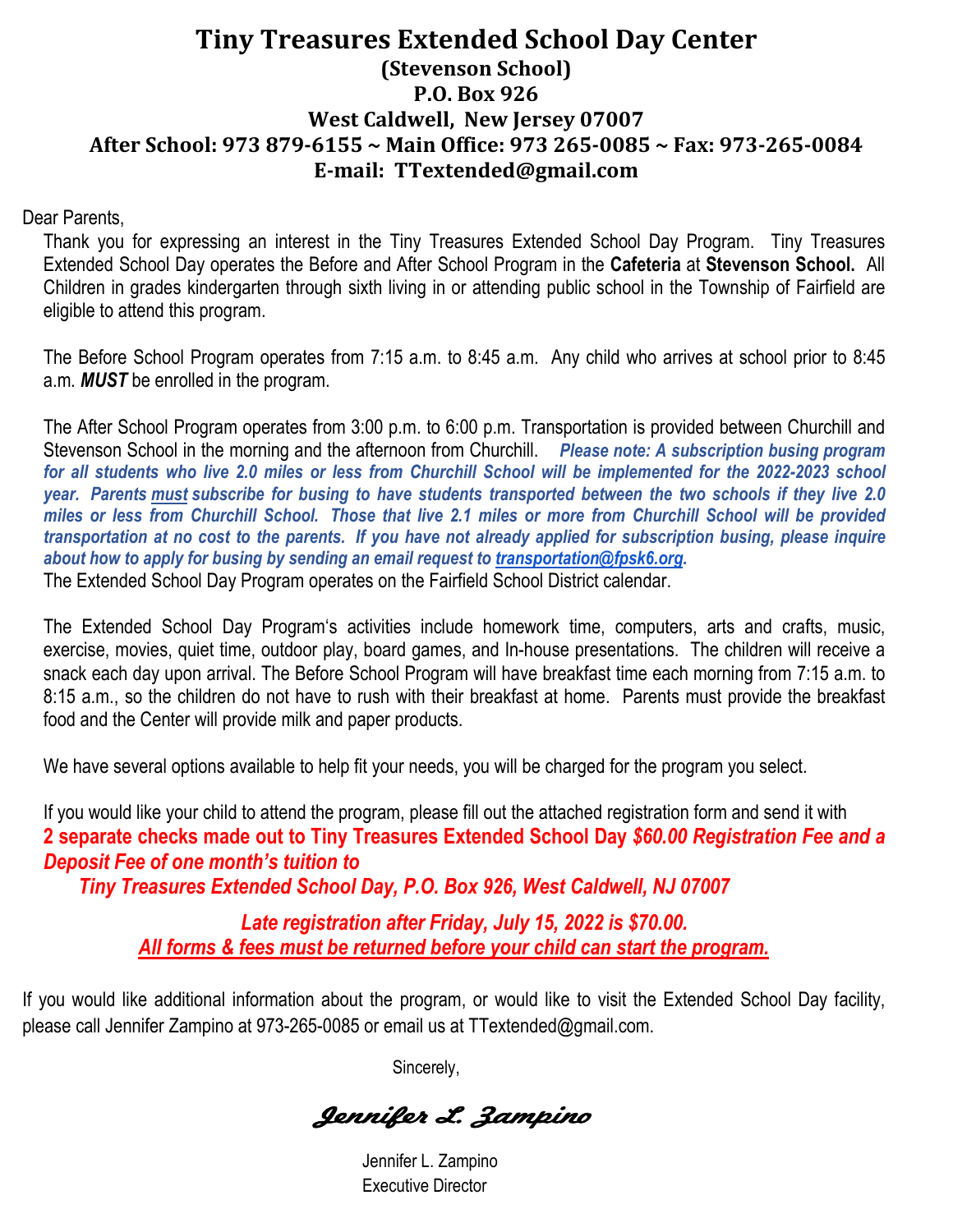# Tiny Treasures Extended School Day Center

## (Stevenson School)

## P.O. Box 926

## West Caldwell, New Jersey 07007

## After School: 973 879-6155 ~ Main Office: 973 265-0085 ~ Fax: 973-265-0084

## E-mail: TTextended@gmail.com

Dear Parents,

Thank you for expressing an interest in the Tiny Treasures Extended School Day Program. Tiny Treasures Extended School Day operates the Before and After School Program in the **Cafeteria** at **Stevenson School.** All Children in grades kindergarten through sixth living in or attending public school in the Township of Fairfield are eligible to attend this program.

The Before School Program operates from 7:15 a.m. to 8:45 a.m. Any child who arrives at school prior to 8:45 a.m. ***MUST*** be enrolled in the program.

The After School Program operates from 3:00 p.m. to 6:00 p.m. Transportation is provided between Churchill and Stevenson School in the morning and the afternoon from Churchill. ***Please note: A subscription busing program for all students who live 2.0 miles or less from Churchill School will be implemented for the 2022-2023 school year. Parents must subscribe for busing to have students transported between the two schools if they live 2.0 miles or less from Churchill School. Those that live 2.1 miles or more from Churchill School will be provided transportation at no cost to the parents. If you have not already applied for subscription busing, please inquire about how to apply for busing by sending an email request to transportation@fpsk6.org.***
The Extended School Day Program operates on the Fairfield School District calendar.

The Extended School Day Program's activities include homework time, computers, arts and crafts, music, exercise, movies, quiet time, outdoor play, board games, and In-house presentations. The children will receive a snack each day upon arrival. The Before School Program will have breakfast time each morning from 7:15 a.m. to 8:15 a.m., so the children do not have to rush with their breakfast at home. Parents must provide the breakfast food and the Center will provide milk and paper products.

We have several options available to help fit your needs, you will be charged for the program you select.

If you would like your child to attend the program, please fill out the attached registration form and send it with **2 separate checks made out to Tiny Treasures Extended School Day *$60.00 Registration Fee and a Deposit Fee of one month's tuition to***
***Tiny Treasures Extended School Day, P.O. Box 926, West Caldwell, NJ 07007***

***Late registration after Friday, July 15, 2022 is $70.00.***
***All forms & fees must be returned before your child can start the program.***

If you would like additional information about the program, or would like to visit the Extended School Day facility, please call Jennifer Zampino at 973-265-0085 or email us at TTextended@gmail.com.

Sincerely,

*Jennifer L. Zampino*

Jennifer L. Zampino
Executive Director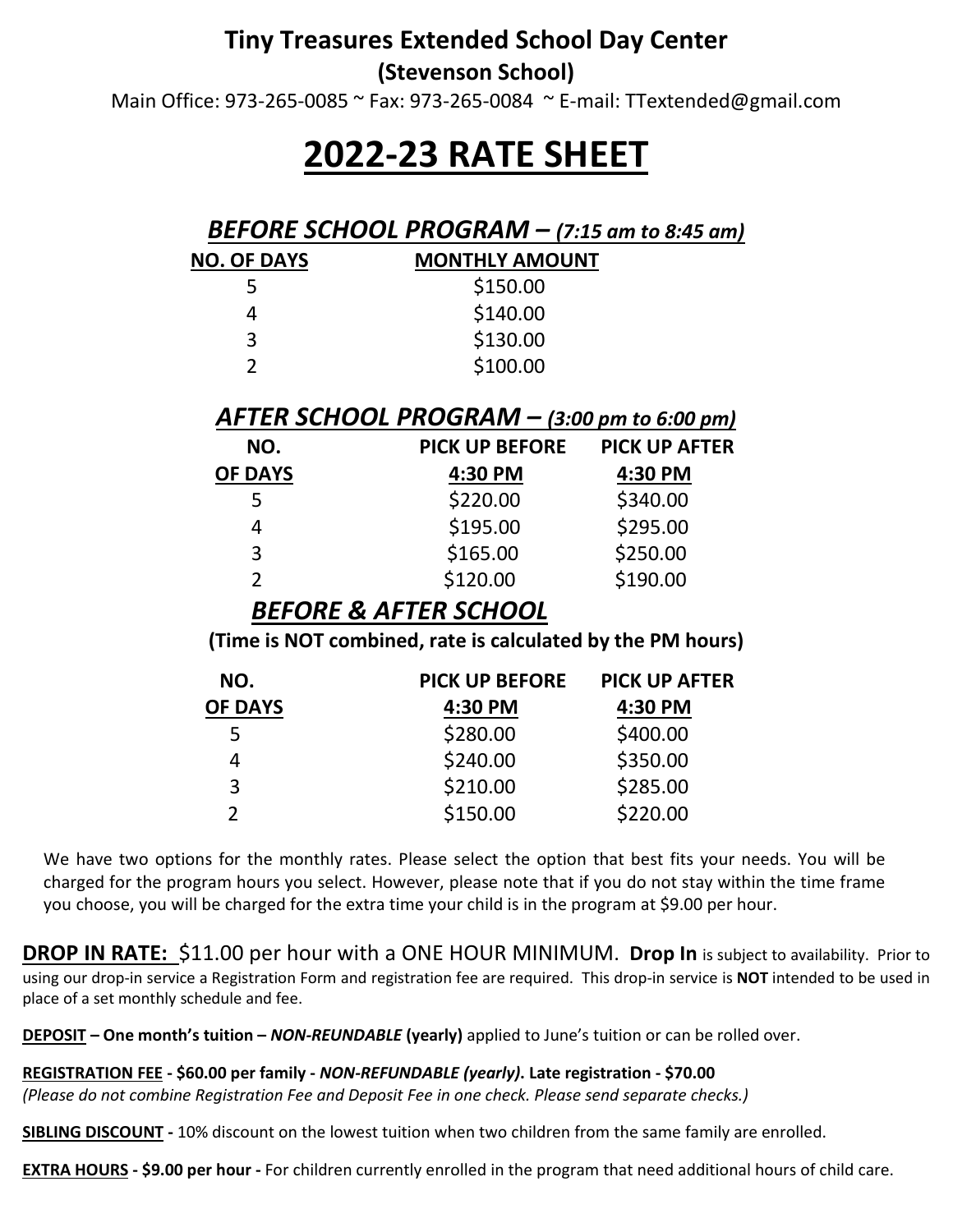# Tiny Treasures Extended School Day Center

**(Stevenson School)**

Main Office: 973-265-0085 ~ Fax: 973-265-0084 ~ E-mail: TTextended@gmail.com

# 2022-23 RATE SHEET

## *BEFORE SCHOOL PROGRAM – (7:15 am to 8:45 am)*

| NO. OF DAYS | MONTHLY AMOUNT |
|---|---|
| 5 | $150.00 |
| 4 | $140.00 |
| 3 | $130.00 |
| 2 | $100.00 |

## *AFTER SCHOOL PROGRAM – (3:00 pm to 6:00 pm)*

| NO. OF DAYS | PICK UP BEFORE 4:30 PM | PICK UP AFTER 4:30 PM |
|---|---|---|
| 5 | $220.00 | $340.00 |
| 4 | $195.00 | $295.00 |
| 3 | $165.00 | $250.00 |
| 2 | $120.00 | $190.00 |

## *BEFORE & AFTER SCHOOL*

**(Time is NOT combined, rate is calculated by the PM hours)**

| NO. OF DAYS | PICK UP BEFORE 4:30 PM | PICK UP AFTER 4:30 PM |
|---|---|---|
| 5 | $280.00 | $400.00 |
| 4 | $240.00 | $350.00 |
| 3 | $210.00 | $285.00 |
| 2 | $150.00 | $220.00 |

We have two options for the monthly rates. Please select the option that best fits your needs. You will be charged for the program hours you select. However, please note that if you do not stay within the time frame you choose, you will be charged for the extra time your child is in the program at $9.00 per hour.

**DROP IN RATE:** $11.00 per hour with a ONE HOUR MINIMUM. **Drop In** is subject to availability. Prior to using our drop-in service a Registration Form and registration fee are required. This drop-in service is **NOT** intended to be used in place of a set monthly schedule and fee.

**DEPOSIT – One month's tuition – *NON-REUNDABLE* (yearly)** applied to June's tuition or can be rolled over.

**REGISTRATION FEE - $60.00 per family - *NON-REFUNDABLE (yearly)*. Late registration - $70.00**
*(Please do not combine Registration Fee and Deposit Fee in one check. Please send separate checks.)*

**SIBLING DISCOUNT -** 10% discount on the lowest tuition when two children from the same family are enrolled.

**EXTRA HOURS - $9.00 per hour -** For children currently enrolled in the program that need additional hours of child care.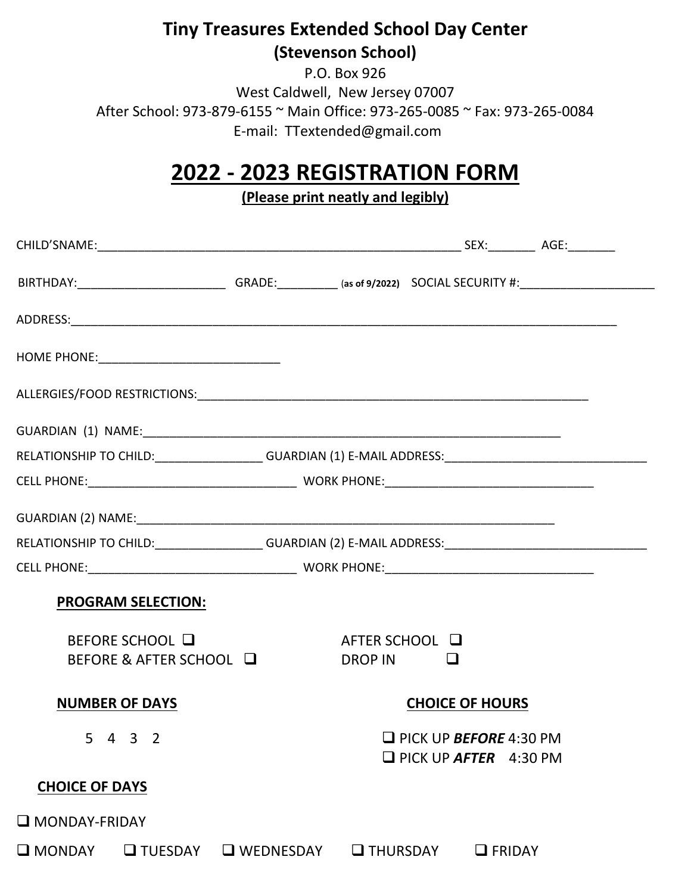# Tiny Treasures Extended School Day Center

## (Stevenson School)

P.O. Box 926
West Caldwell, New Jersey 07007
After School: 973-879-6155 ~ Main Office: 973-265-0085 ~ Fax: 973-265-0084
E-mail: TTextended@gmail.com

# 2022 - 2023 REGISTRATION FORM

**(Please print neatly and legibly)**

CHILD'SNAME:\_\_\_\_\_\_\_\_\_\_\_\_\_\_\_\_\_\_\_\_\_\_\_\_\_\_\_\_\_\_\_\_\_\_\_\_\_\_\_\_\_\_\_\_\_\_\_\_\_\_\_\_ SEX:\_\_\_\_\_\_\_ AGE:\_\_\_\_\_\_\_

BIRTHDAY:\_\_\_\_\_\_\_\_\_\_\_\_\_\_\_\_\_\_\_\_\_\_ GRADE:\_\_\_\_\_\_\_\_\_ (**as of 9/2022**) SOCIAL SECURITY #:\_\_\_\_\_\_\_\_\_\_\_\_\_\_\_\_\_\_\_\_

ADDRESS:\_\_\_\_\_\_\_\_\_\_\_\_\_\_\_\_\_\_\_\_\_\_\_\_\_\_\_\_\_\_\_\_\_\_\_\_\_\_\_\_\_\_\_\_\_\_\_\_\_\_\_\_\_\_\_\_\_\_\_\_\_\_\_\_\_\_\_\_\_\_\_\_\_\_\_\_\_\_\_\_

HOME PHONE:\_\_\_\_\_\_\_\_\_\_\_\_\_\_\_\_\_\_\_\_\_\_\_\_\_\_\_

ALLERGIES/FOOD RESTRICTIONS:\_\_\_\_\_\_\_\_\_\_\_\_\_\_\_\_\_\_\_\_\_\_\_\_\_\_\_\_\_\_\_\_\_\_\_\_\_\_\_\_\_\_\_\_\_\_\_\_\_\_\_\_\_\_\_\_\_\_

GUARDIAN (1) NAME:\_\_\_\_\_\_\_\_\_\_\_\_\_\_\_\_\_\_\_\_\_\_\_\_\_\_\_\_\_\_\_\_\_\_\_\_\_\_\_\_\_\_\_\_\_\_\_\_\_\_\_\_\_\_\_\_\_\_\_\_\_\_

RELATIONSHIP TO CHILD:\_\_\_\_\_\_\_\_\_\_\_\_\_\_\_\_ GUARDIAN (1) E-MAIL ADDRESS:\_\_\_\_\_\_\_\_\_\_\_\_\_\_\_\_\_\_\_\_\_\_\_\_\_\_\_\_\_\_

CELL PHONE:\_\_\_\_\_\_\_\_\_\_\_\_\_\_\_\_\_\_\_\_\_\_\_\_\_\_\_\_\_\_\_ WORK PHONE:\_\_\_\_\_\_\_\_\_\_\_\_\_\_\_\_\_\_\_\_\_\_\_\_\_\_\_\_\_\_\_

GUARDIAN (2) NAME:\_\_\_\_\_\_\_\_\_\_\_\_\_\_\_\_\_\_\_\_\_\_\_\_\_\_\_\_\_\_\_\_\_\_\_\_\_\_\_\_\_\_\_\_\_\_\_\_\_\_\_\_\_\_\_\_\_\_\_\_\_\_

RELATIONSHIP TO CHILD:\_\_\_\_\_\_\_\_\_\_\_\_\_\_\_\_ GUARDIAN (2) E-MAIL ADDRESS:\_\_\_\_\_\_\_\_\_\_\_\_\_\_\_\_\_\_\_\_\_\_\_\_\_\_\_\_\_\_

CELL PHONE:\_\_\_\_\_\_\_\_\_\_\_\_\_\_\_\_\_\_\_\_\_\_\_\_\_\_\_\_\_\_\_ WORK PHONE:\_\_\_\_\_\_\_\_\_\_\_\_\_\_\_\_\_\_\_\_\_\_\_\_\_\_\_\_\_\_\_

**PROGRAM SELECTION:**

- ☐ BEFORE SCHOOL
- ☐ AFTER SCHOOL
- ☐ BEFORE & AFTER SCHOOL
- ☐ DROP IN

**NUMBER OF DAYS**

5 4 3 2

**CHOICE OF HOURS**

- ☐ PICK UP ***BEFORE*** 4:30 PM
- ☐ PICK UP ***AFTER*** 4:30 PM

**CHOICE OF DAYS**

☐ MONDAY-FRIDAY

☐ MONDAY ☐ TUESDAY ☐ WEDNESDAY ☐ THURSDAY ☐ FRIDAY